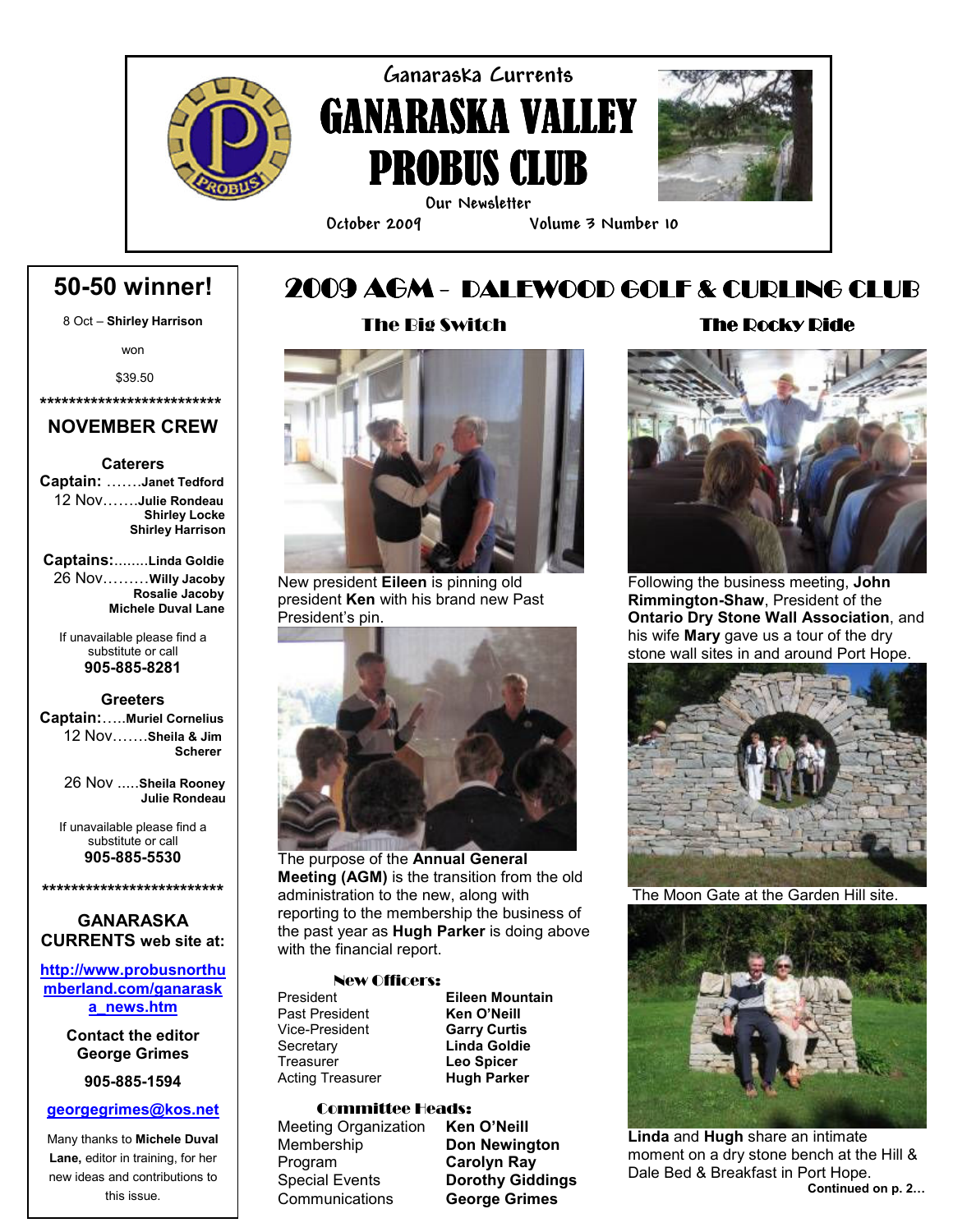# Ganaraska Currents

# GANARASKA VALLEY PROBUS CLUB

Our Newsletter

October 2009 Volume 3 Number 10

## 50-50 winner!

8 Oct – **Shirley Harrison**

won

$39.50

*************************

## NOVEMBER CREW

**Caterers**

**Captain:** …….**Janet Tedford**

12 Nov…….**Julie Rondeau**
**Shirley Locke**
**Shirley Harrison**

**Captains:**........**Linda Goldie**

26 Nov………**Willy Jacoby**
**Rosalie Jacoby**
**Michele Duval Lane**

If unavailable please find a substitute or call
**905-885-8281**

**Greeters**

**Captain:**…..**Muriel Cornelius**

12 Nov…….**Sheila & Jim Scherer**

26 Nov .....**Sheila Rooney**
**Julie Rondeau**

If unavailable please find a substitute or call
**905-885-5530**

*************************

**GANARASKA CURRENTS web site at:**

http://www.probusnorthumberland.com/ganaraska_news.htm

**Contact the editor George Grimes**

**905-885-1594**

georgegrimes@kos.net

Many thanks to **Michele Duval Lane,** editor in training, for her new ideas and contributions to this issue.

# 2009 AGM – DALEWOOD GOLF & CURLING CLUB

### The Big Switch

New president **Eileen** is pinning old president **Ken** with his brand new Past President's pin.

The purpose of the **Annual General Meeting (AGM)** is the transition from the old administration to the new, along with reporting to the membership the business of the past year as **Hugh Parker** is doing above with the financial report.

**New Officers:**

| | |
|---|---|
| President | **Eileen Mountain** |
| Past President | **Ken O'Neill** |
| Vice-President | **Garry Curtis** |
| Secretary | **Linda Goldie** |
| Treasurer | **Leo Spicer** |
| Acting Treasurer | **Hugh Parker** |

**Committee Heads:**

| | |
|---|---|
| Meeting Organization | **Ken O'Neill** |
| Membership | **Don Newington** |
| Program | **Carolyn Ray** |
| Special Events | **Dorothy Giddings** |
| Communications | **George Grimes** |

### The Rocky Ride

Following the business meeting, **John Rimmington-Shaw**, President of the **Ontario Dry Stone Wall Association**, and his wife **Mary** gave us a tour of the dry stone wall sites in and around Port Hope.

The Moon Gate at the Garden Hill site.

**Linda** and **Hugh** share an intimate moment on a dry stone bench at the Hill & Dale Bed & Breakfast in Port Hope.

**Continued on p. 2…**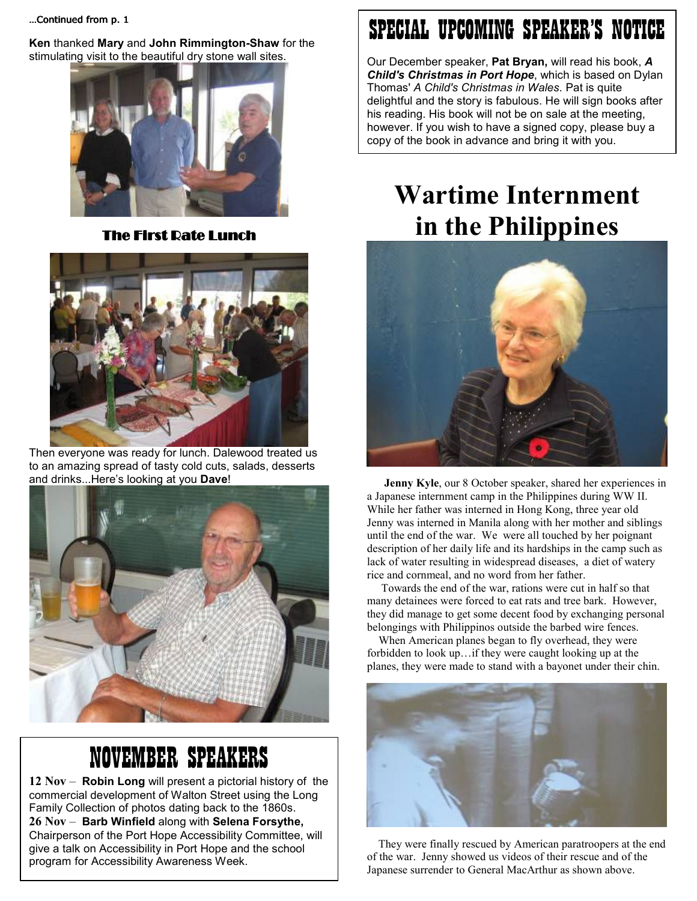…Continued from p. 1

**Ken** thanked **Mary** and **John Rimmington-Shaw** for the stimulating visit to the beautiful dry stone wall sites.

### The First Rate Lunch

Then everyone was ready for lunch. Dalewood treated us to an amazing spread of tasty cold cuts, salads, desserts and drinks...Here's looking at you **Dave**!

## NOVEMBER SPEAKERS

**12 Nov** – **Robin Long** will present a pictorial history of the commercial development of Walton Street using the Long Family Collection of photos dating back to the 1860s.
**26 Nov** – **Barb Winfield** along with **Selena Forsythe,** Chairperson of the Port Hope Accessibility Committee, will give a talk on Accessibility in Port Hope and the school program for Accessibility Awareness Week.

## SPECIAL UPCOMING SPEAKER'S NOTICE

Our December speaker, **Pat Bryan,** will read his book, ***A Child's Christmas in Port Hope***, which is based on Dylan Thomas' *A Child's Christmas in Wales*. Pat is quite delightful and the story is fabulous. He will sign books after his reading. His book will not be on sale at the meeting, however. If you wish to have a signed copy, please buy a copy of the book in advance and bring it with you.

# Wartime Internment in the Philippines

**Jenny Kyle**, our 8 October speaker, shared her experiences in a Japanese internment camp in the Philippines during WW II. While her father was interned in Hong Kong, three year old Jenny was interned in Manila along with her mother and siblings until the end of the war. We were all touched by her poignant description of her daily life and its hardships in the camp such as lack of water resulting in widespread diseases, a diet of watery rice and cornmeal, and no word from her father.

Towards the end of the war, rations were cut in half so that many detainees were forced to eat rats and tree bark. However, they did manage to get some decent food by exchanging personal belongings with Philippinos outside the barbed wire fences.

When American planes began to fly overhead, they were forbidden to look up…if they were caught looking up at the planes, they were made to stand with a bayonet under their chin.

They were finally rescued by American paratroopers at the end of the war. Jenny showed us videos of their rescue and of the Japanese surrender to General MacArthur as shown above.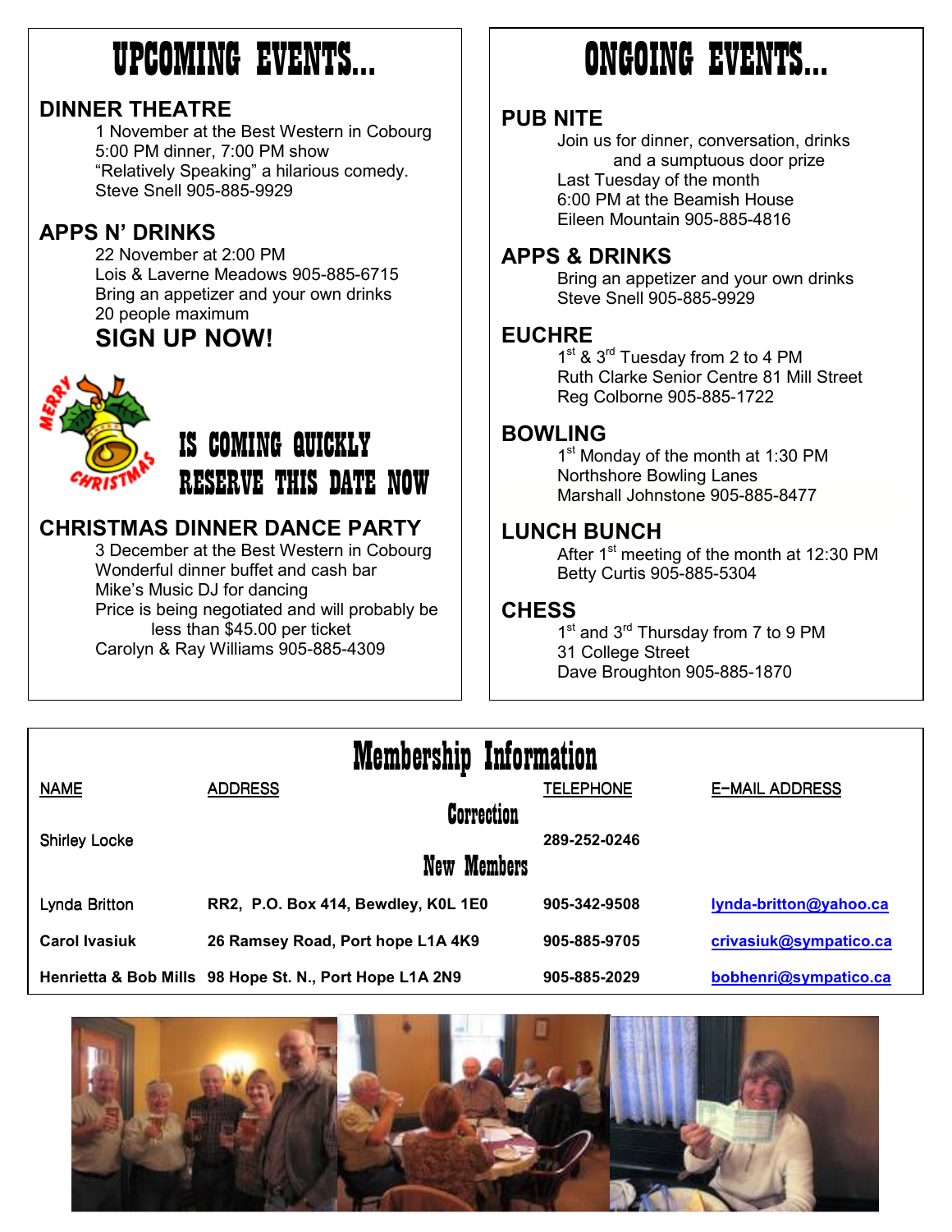# UPCOMING EVENTS...

## DINNER THEATRE

1 November at the Best Western in Cobourg
5:00 PM dinner, 7:00 PM show
"Relatively Speaking" a hilarious comedy.
Steve Snell 905-885-9929

## APPS N' DRINKS

22 November at 2:00 PM
Lois & Laverne Meadows 905-885-6715
Bring an appetizer and your own drinks
20 people maximum

**SIGN UP NOW!**

MERRY CHRISTMAS IS COMING QUICKLY RESERVE THIS DATE NOW

## CHRISTMAS DINNER DANCE PARTY

3 December at the Best Western in Cobourg
Wonderful dinner buffet and cash bar
Mike's Music DJ for dancing
Price is being negotiated and will probably be less than $45.00 per ticket
Carolyn & Ray Williams 905-885-4309

# ONGOING EVENTS...

## PUB NITE

Join us for dinner, conversation, drinks and a sumptuous door prize
Last Tuesday of the month
6:00 PM at the Beamish House
Eileen Mountain 905-885-4816

## APPS & DRINKS

Bring an appetizer and your own drinks
Steve Snell 905-885-9929

## EUCHRE

1st & 3rd Tuesday from 2 to 4 PM
Ruth Clarke Senior Centre 81 Mill Street
Reg Colborne 905-885-1722

## BOWLING

1st Monday of the month at 1:30 PM
Northshore Bowling Lanes
Marshall Johnstone 905-885-8477

## LUNCH BUNCH

After 1st meeting of the month at 12:30 PM
Betty Curtis 905-885-5304

## CHESS

1st and 3rd Thursday from 7 to 9 PM
31 College Street
Dave Broughton 905-885-1870

# Membership Information

| NAME | ADDRESS | TELEPHONE | E-MAIL ADDRESS |
|---|---|---|---|
| **Correction** | | | |
| Shirley Locke | | 289-252-0246 | |
| **New Members** | | | |
| Lynda Britton | RR2, P.O. Box 414, Bewdley, K0L 1E0 | 905-342-9508 | lynda-britton@yahoo.ca |
| Carol Ivasiuk | 26 Ramsey Road, Port hope L1A 4K9 | 905-885-9705 | crivasiuk@sympatico.ca |
| Henrietta & Bob Mills | 98 Hope St. N., Port Hope L1A 2N9 | 905-885-2029 | bobhenri@sympatico.ca |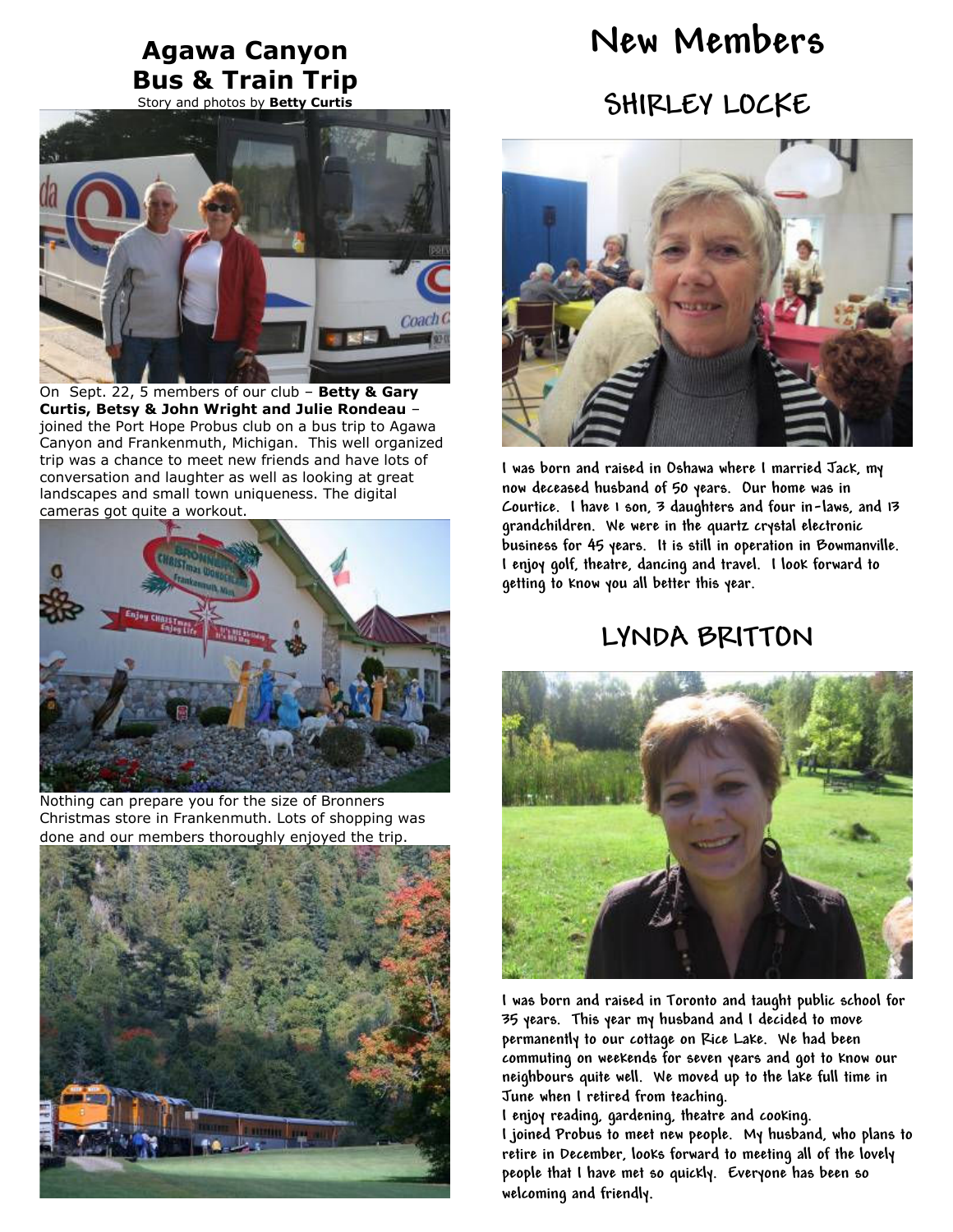## Agawa Canyon Bus & Train Trip

Story and photos by **Betty Curtis**

On Sept. 22, 5 members of our club – **Betty & Gary Curtis, Betsy & John Wright and Julie Rondeau** – joined the Port Hope Probus club on a bus trip to Agawa Canyon and Frankenmuth, Michigan. This well organized trip was a chance to meet new friends and have lots of conversation and laughter as well as looking at great landscapes and small town uniqueness. The digital cameras got quite a workout.

Nothing can prepare you for the size of Bronners Christmas store in Frankenmuth. Lots of shopping was done and our members thoroughly enjoyed the trip.

# New Members

## SHIRLEY LOCKE

I was born and raised in Oshawa where I married Jack, my now deceased husband of 50 years. Our home was in Courtice. I have 1 son, 3 daughters and four in-laws, and 13 grandchildren. We were in the quartz crystal electronic business for 45 years. It is still in operation in Bowmanville. I enjoy golf, theatre, dancing and travel. I look forward to getting to know you all better this year.

## LYNDA BRITTON

I was born and raised in Toronto and taught public school for 35 years. This year my husband and I decided to move permanently to our cottage on Rice Lake. We had been commuting on weekends for seven years and got to know our neighbours quite well. We moved up to the lake full time in June when I retired from teaching.

I enjoy reading, gardening, theatre and cooking.

I joined Probus to meet new people. My husband, who plans to retire in December, looks forward to meeting all of the lovely people that I have met so quickly. Everyone has been so welcoming and friendly.